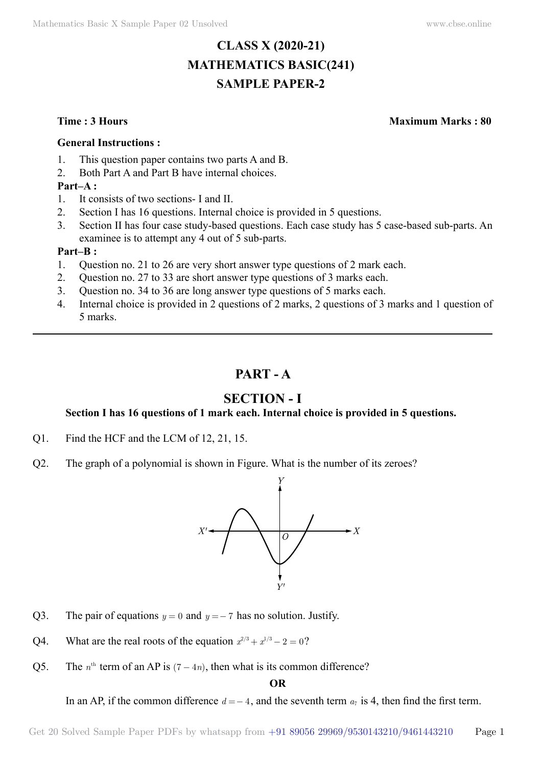# CLASS X (2020-21)
# MATHEMATICS BASIC(241)
# SAMPLE PAPER-2

**Time : 3 Hours** **Maximum Marks : 80**

**General Instructions :**

1. This question paper contains two parts A and B.
2. Both Part A and Part B have internal choices.

**Part–A :**

1. It consists of two sections- I and II.
2. Section I has 16 questions. Internal choice is provided in 5 questions.
3. Section II has four case study-based questions. Each case study has 5 case-based sub-parts. An examinee is to attempt any 4 out of 5 sub-parts.

**Part–B :**

1. Question no. 21 to 26 are very short answer type questions of 2 mark each.
2. Question no. 27 to 33 are short answer type questions of 3 marks each.
3. Question no. 34 to 36 are long answer type questions of 5 marks each.
4. Internal choice is provided in 2 questions of 2 marks, 2 questions of 3 marks and 1 question of 5 marks.

---

## PART - A

## SECTION - I

**Section I has 16 questions of 1 mark each. Internal choice is provided in 5 questions.**

Q1. Find the HCF and the LCM of 12, 21, 15.

Q2. The graph of a polynomial is shown in Figure. What is the number of its zeroes?

Q3. The pair of equations $y = 0$ and $y = -7$ has no solution. Justify.

Q4. What are the real roots of the equation $x^{2/3} + x^{1/3} - 2 = 0$?

Q5. The $n^{th}$ term of an AP is $(7 - 4n)$, then what is its common difference?

**OR**

In an AP, if the common difference $d = -4$, and the seventh term $a_7$ is 4, then find the first term.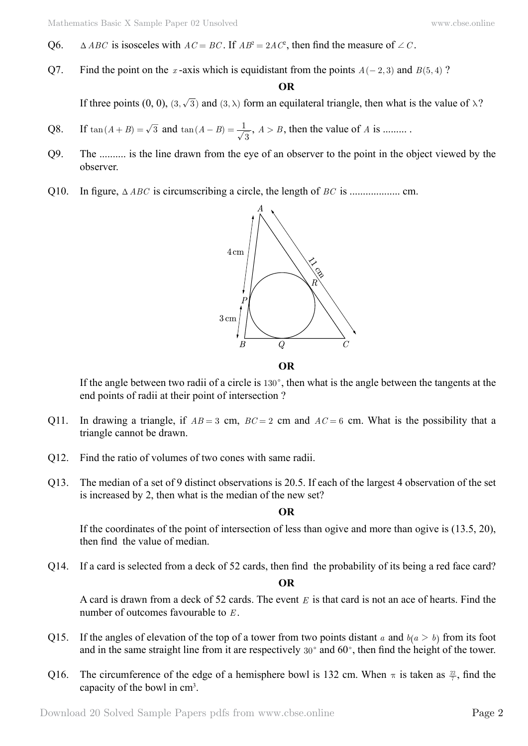Q6. $\Delta ABC$ is isosceles with $AC = BC$. If $AB^2 = 2AC^2$, then find the measure of $\angle C$.

Q7. Find the point on the $x$-axis which is equidistant from the points $A(-2, 3)$ and $B(5, 4)$ ?

**OR**

If three points (0, 0), $(3, \sqrt{3})$ and $(3, \lambda)$ form an equilateral triangle, then what is the value of $\lambda$?

Q8. If $\tan(A+B) = \sqrt{3}$ and $\tan(A-B) = \frac{1}{\sqrt{3}}$, $A > B$, then the value of $A$ is ......... .

Q9. The .......... is the line drawn from the eye of an observer to the point in the object viewed by the observer.

Q10. In figure, $\Delta ABC$ is circumscribing a circle, the length of $BC$ is .................. cm.

**OR**

If the angle between two radii of a circle is $130^\circ$, then what is the angle between the tangents at the end points of radii at their point of intersection ?

Q11. In drawing a triangle, if $AB = 3$ cm, $BC = 2$ cm and $AC = 6$ cm. What is the possibility that a triangle cannot be drawn.

Q12. Find the ratio of volumes of two cones with same radii.

Q13. The median of a set of 9 distinct observations is 20.5. If each of the largest 4 observation of the set is increased by 2, then what is the median of the new set?

**OR**

If the coordinates of the point of intersection of less than ogive and more than ogive is (13.5, 20), then find the value of median.

Q14. If a card is selected from a deck of 52 cards, then find the probability of its being a red face card?

**OR**

A card is drawn from a deck of 52 cards. The event $E$ is that card is not an ace of hearts. Find the number of outcomes favourable to $E$.

Q15. If the angles of elevation of the top of a tower from two points distant $a$ and $b(a > b)$ from its foot and in the same straight line from it are respectively $30^\circ$ and $60^\circ$, then find the height of the tower.

Q16. The circumference of the edge of a hemisphere bowl is 132 cm. When $\pi$ is taken as $\frac{22}{7}$, find the capacity of the bowl in cm[3].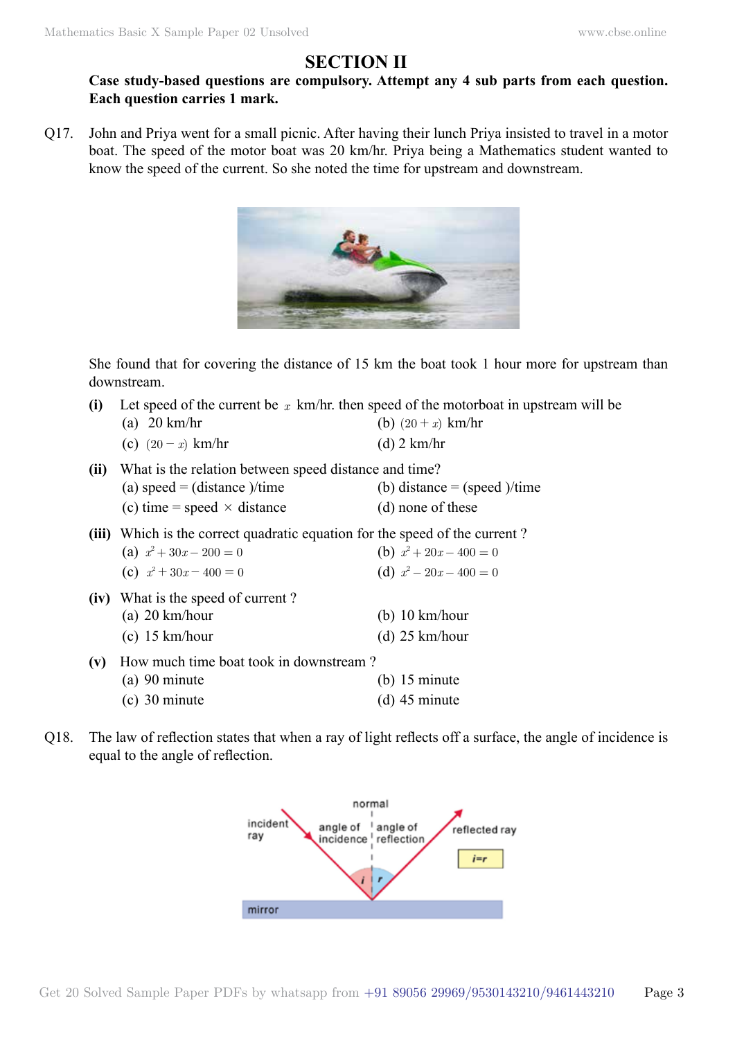## SECTION II

**Case study-based questions are compulsory. Attempt any 4 sub parts from each question. Each question carries 1 mark.**

Q17. John and Priya went for a small picnic. After having their lunch Priya insisted to travel in a motor boat. The speed of the motor boat was 20 km/hr. Priya being a Mathematics student wanted to know the speed of the current. So she noted the time for upstream and downstream.

She found that for covering the distance of 15 km the boat took 1 hour more for upstream than downstream.

**(i)** Let speed of the current be $x$ km/hr. then speed of the motorboat in upstream will be

(a) 20 km/hr
(b) $(20+x)$ km/hr
(c) $(20-x)$ km/hr
(d) 2 km/hr

**(ii)** What is the relation between speed distance and time?

(a) speed = (distance )/time
(b) distance = (speed )/time
(c) time = speed $\times$ distance
(d) none of these

**(iii)** Which is the correct quadratic equation for the speed of the current ?

(a) $x^2 + 30x - 200 = 0$
(b) $x^2 + 20x - 400 = 0$
(c) $x^2 + 30x - 400 = 0$
(d) $x^2 - 20x - 400 = 0$

**(iv)** What is the speed of current ?

(a) 20 km/hour
(b) 10 km/hour
(c) 15 km/hour
(d) 25 km/hour

**(v)** How much time boat took in downstream ?

(a) 90 minute
(b) 15 minute
(c) 30 minute
(d) 45 minute

Q18. The law of reflection states that when a ray of light reflects off a surface, the angle of incidence is equal to the angle of reflection.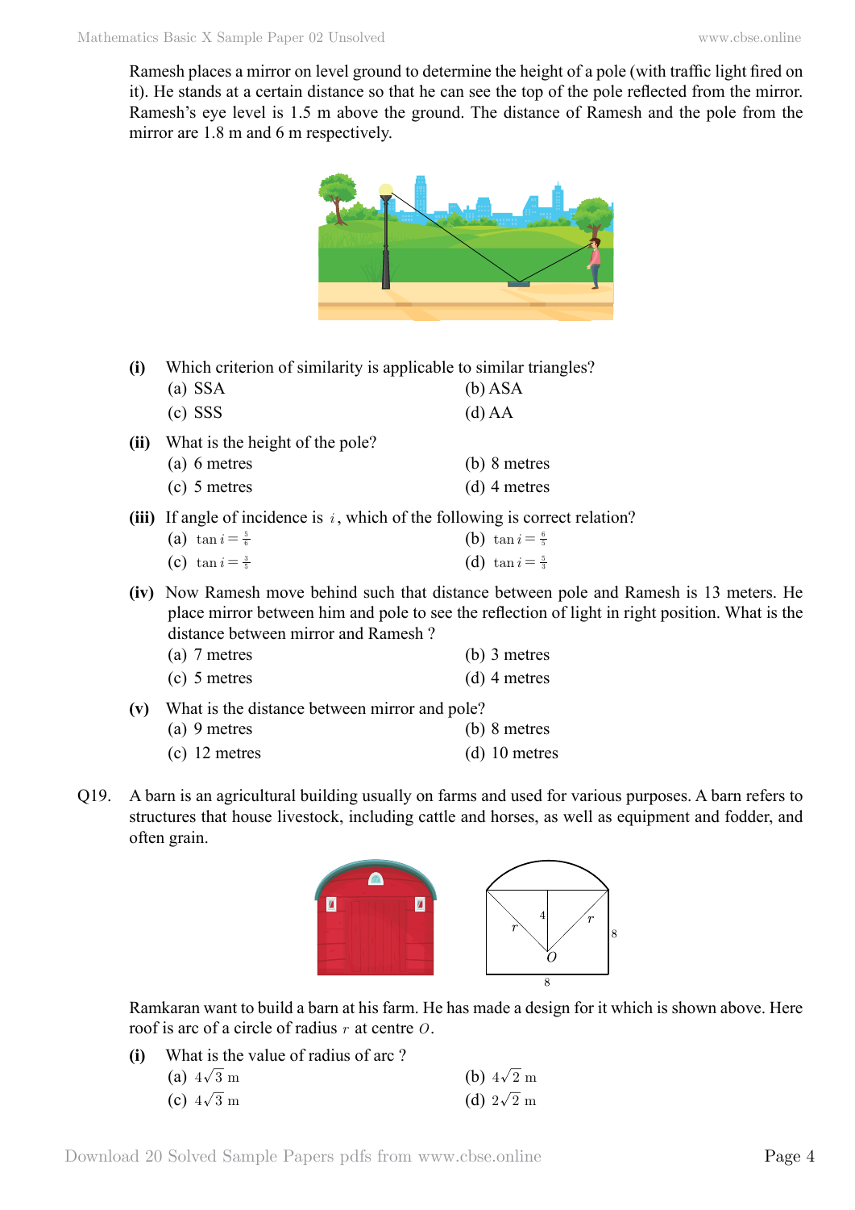Ramesh places a mirror on level ground to determine the height of a pole (with traffic light fired on it). He stands at a certain distance so that he can see the top of the pole reflected from the mirror. Ramesh's eye level is 1.5 m above the ground. The distance of Ramesh and the pole from the mirror are 1.8 m and 6 m respectively.

**(i)** Which criterion of similarity is applicable to similar triangles?

(a) SSA (b) ASA

(c) SSS (d) AA

**(ii)** What is the height of the pole?

(a) 6 metres (b) 8 metres

(c) 5 metres (d) 4 metres

**(iii)** If angle of incidence is $i$, which of the following is correct relation?

(a) $\tan i = \frac{5}{6}$ (b) $\tan i = \frac{6}{5}$

(c) $\tan i = \frac{3}{5}$ (d) $\tan i = \frac{5}{3}$

**(iv)** Now Ramesh move behind such that distance between pole and Ramesh is 13 meters. He place mirror between him and pole to see the reflection of light in right position. What is the distance between mirror and Ramesh ?

(a) 7 metres (b) 3 metres

(c) 5 metres (d) 4 metres

**(v)** What is the distance between mirror and pole?

(a) 9 metres (b) 8 metres

(c) 12 metres (d) 10 metres

Q19. A barn is an agricultural building usually on farms and used for various purposes. A barn refers to structures that house livestock, including cattle and horses, as well as equipment and fodder, and often grain.

Ramkaran want to build a barn at his farm. He has made a design for it which is shown above. Here roof is arc of a circle of radius $r$ at centre $O$.

**(i)** What is the value of radius of arc ?

(a) $4\sqrt{3}$ m (b) $4\sqrt{2}$ m

(c) $4\sqrt{3}$ m (d) $2\sqrt{2}$ m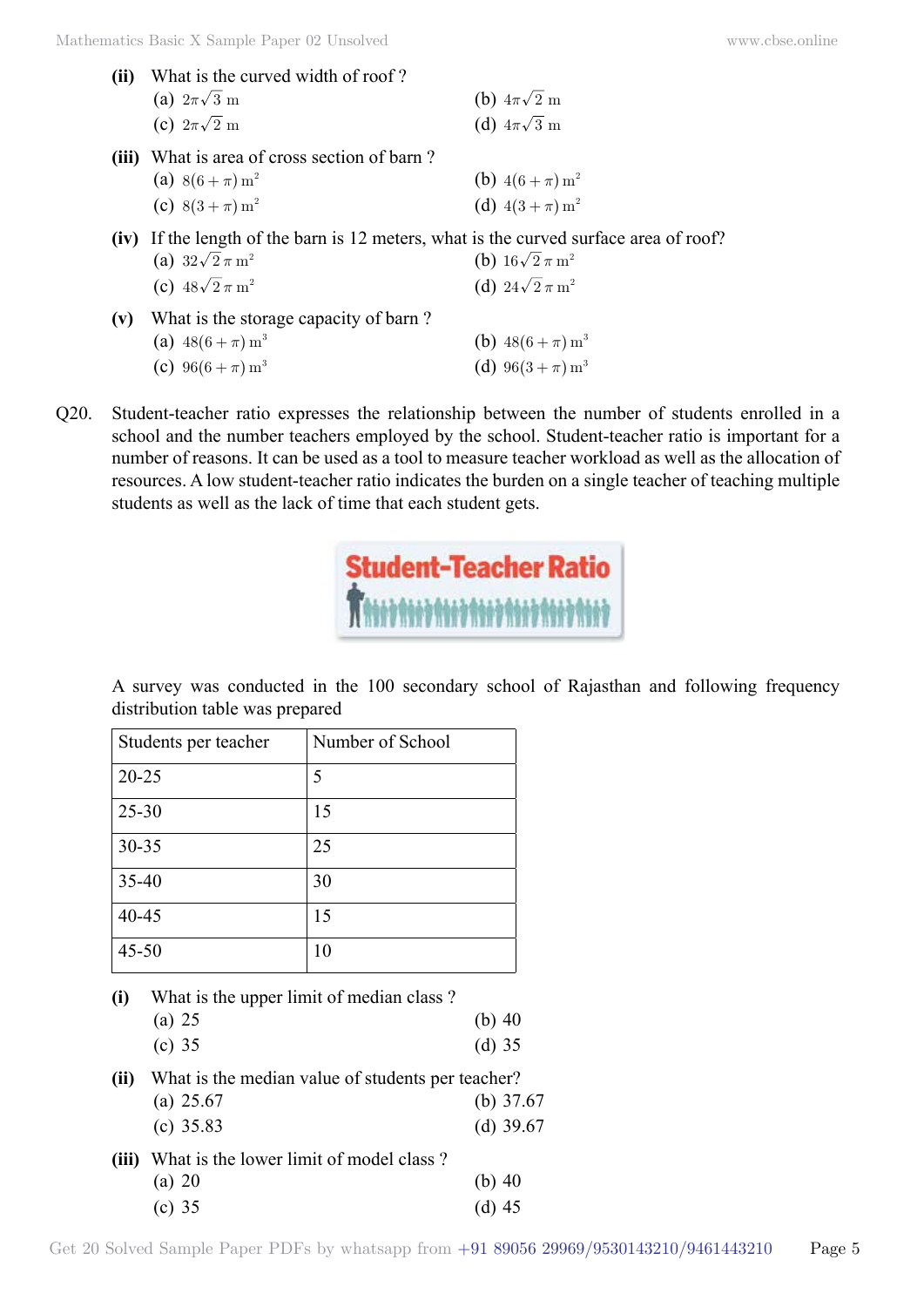**(ii)** What is the curved width of roof ?

(a) $2\pi\sqrt{3}$ m  (b) $4\pi\sqrt{2}$ m

(c) $2\pi\sqrt{2}$ m  (d) $4\pi\sqrt{3}$ m

**(iii)** What is area of cross section of barn ?

(a) $8(6+\pi)\text{ m}^2$  (b) $4(6+\pi)\text{ m}^2$

(c) $8(3+\pi)\text{ m}^2$  (d) $4(3+\pi)\text{ m}^2$

**(iv)** If the length of the barn is 12 meters, what is the curved surface area of roof?

(a) $32\sqrt{2}\pi\text{ m}^2$  (b) $16\sqrt{2}\pi\text{ m}^2$

(c) $48\sqrt{2}\pi\text{ m}^2$  (d) $24\sqrt{2}\pi\text{ m}^2$

**(v)** What is the storage capacity of barn ?

(a) $48(6+\pi)\text{ m}^3$  (b) $48(6+\pi)\text{ m}^3$

(c) $96(6+\pi)\text{ m}^3$  (d) $96(3+\pi)\text{ m}^3$

Q20. Student-teacher ratio expresses the relationship between the number of students enrolled in a school and the number teachers employed by the school. Student-teacher ratio is important for a number of reasons. It can be used as a tool to measure teacher workload as well as the allocation of resources. A low student-teacher ratio indicates the burden on a single teacher of teaching multiple students as well as the lack of time that each student gets.

Student-Teacher Ratio

A survey was conducted in the 100 secondary school of Rajasthan and following frequency distribution table was prepared

| Students per teacher | Number of School |
|---|---|
| 20-25 | 5 |
| 25-30 | 15 |
| 30-35 | 25 |
| 35-40 | 30 |
| 40-45 | 15 |
| 45-50 | 10 |

**(i)** What is the upper limit of median class ?

(a) 25  (b) 40

(c) 35  (d) 35

**(ii)** What is the median value of students per teacher?

(a) 25.67  (b) 37.67

(c) 35.83  (d) 39.67

**(iii)** What is the lower limit of model class ?

(a) 20  (b) 40

(c) 35  (d) 45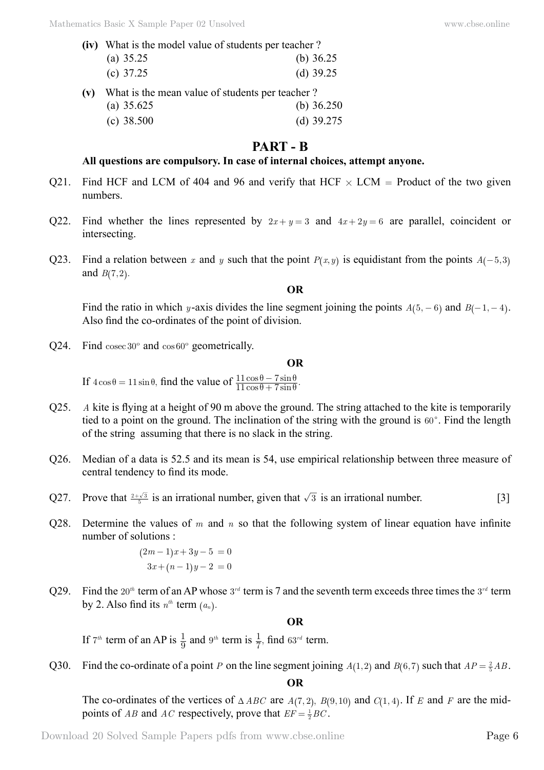**(iv)** What is the model value of students per teacher ?

(a) 35.25 (b) 36.25

(c) 37.25 (d) 39.25

**(v)** What is the mean value of students per teacher ?

(a) 35.625 (b) 36.250

(c) 38.500 (d) 39.275

## PART - B

**All questions are compulsory. In case of internal choices, attempt anyone.**

Q21. Find HCF and LCM of 404 and 96 and verify that HCF $\times$ LCM $=$ Product of the two given numbers.

Q22. Find whether the lines represented by $2x+y=3$ and $4x+2y=6$ are parallel, coincident or intersecting.

Q23. Find a relation between $x$ and $y$ such that the point $P(x,y)$ is equidistant from the points $A(-5,3)$ and $B(7,2)$.

**OR**

Find the ratio in which $y$-axis divides the line segment joining the points $A(5,-6)$ and $B(-1,-4)$. Also find the co-ordinates of the point of division.

Q24. Find $\operatorname{cosec} 30^o$ and $\cos 60^o$ geometrically.

**OR**

If $4\cos\theta = 11\sin\theta$, find the value of $\frac{11\cos\theta - 7\sin\theta}{11\cos\theta + 7\sin\theta}$.

Q25. $A$ kite is flying at a height of 90 m above the ground. The string attached to the kite is temporarily tied to a point on the ground. The inclination of the string with the ground is $60^\circ$. Find the length of the string assuming that there is no slack in the string.

Q26. Median of a data is 52.5 and its mean is 54, use empirical relationship between three measure of central tendency to find its mode.

Q27. Prove that $\frac{2+\sqrt{3}}{5}$ is an irrational number, given that $\sqrt{3}$ is an irrational number. [3]

Q28. Determine the values of $m$ and $n$ so that the following system of linear equation have infinite number of solutions :

$$(2m-1)x + 3y - 5 = 0$$
$$3x + (n-1)y - 2 = 0$$

Q29. Find the $20^{th}$ term of an AP whose $3^{rd}$ term is 7 and the seventh term exceeds three times the $3^{rd}$ term by 2. Also find its $n^{th}$ term $(a_n)$.

**OR**

If $7^{th}$ term of an AP is $\frac{1}{9}$ and $9^{th}$ term is $\frac{1}{7}$, find $63^{rd}$ term.

Q30. Find the co-ordinate of a point $P$ on the line segment joining $A(1,2)$ and $B(6,7)$ such that $AP = \frac{2}{5}AB$.

**OR**

The co-ordinates of the vertices of $\Delta ABC$ are $A(7,2)$, $B(9,10)$ and $C(1,4)$. If $E$ and $F$ are the mid-points of $AB$ and $AC$ respectively, prove that $EF = \frac{1}{2}BC$.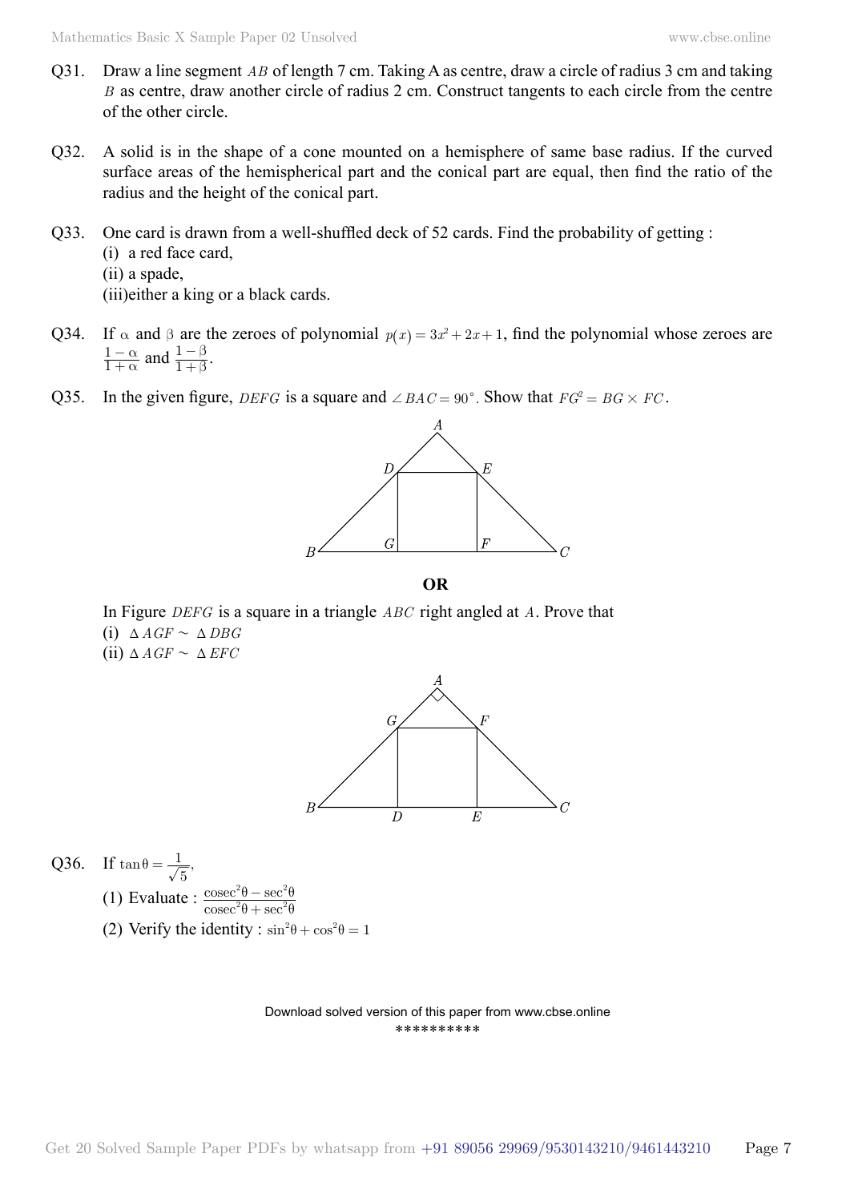Q31. Draw a line segment $AB$ of length 7 cm. Taking A as centre, draw a circle of radius 3 cm and taking $B$ as centre, draw another circle of radius 2 cm. Construct tangents to each circle from the centre of the other circle.

Q32. A solid is in the shape of a cone mounted on a hemisphere of same base radius. If the curved surface areas of the hemispherical part and the conical part are equal, then find the ratio of the radius and the height of the conical part.

Q33. One card is drawn from a well-shuffled deck of 52 cards. Find the probability of getting :

(i) a red face card,

(ii) a spade,

(iii)either a king or a black cards.

Q34. If $\alpha$ and $\beta$ are the zeroes of polynomial $p(x) = 3x^2 + 2x + 1$, find the polynomial whose zeroes are $\frac{1-\alpha}{1+\alpha}$ and $\frac{1-\beta}{1+\beta}$.

Q35. In the given figure, $DEFG$ is a square and $\angle BAC = 90^\circ$. Show that $FG^2 = BG \times FC$.

A
D E
B G F C

**OR**

In Figure $DEFG$ is a square in a triangle $ABC$ right angled at $A$. Prove that

(i) $\Delta AGF \sim \Delta DBG$

(ii) $\Delta AGF \sim \Delta EFC$

A
G F
B D E C

Q36. If $\tan\theta = \frac{1}{\sqrt{5}}$,

(1) Evaluate : $\frac{\operatorname{cosec}^2\theta - \sec^2\theta}{\operatorname{cosec}^2\theta + \sec^2\theta}$

(2) Verify the identity : $\sin^2\theta + \cos^2\theta = 1$

Download solved version of this paper from www.cbse.online

\*\*\*\*\*\*\*\*\*\*